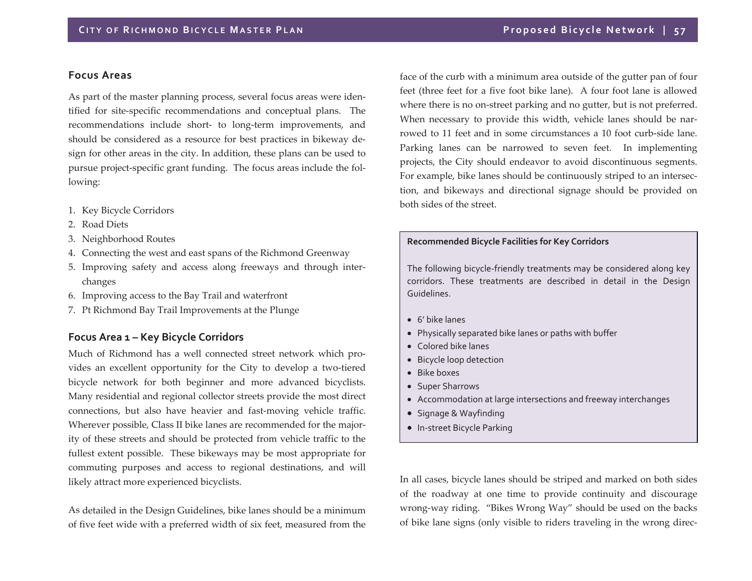## Focus Areas

As part of the master planning process, several focus areas were identified for site-specific recommendations and conceptual plans. The recommendations include short- to long-term improvements, and should be considered as a resource for best practices in bikeway design for other areas in the city. In addition, these plans can be used to pursue project-specific grant funding. The focus areas include the following:

1. Key Bicycle Corridors
2. Road Diets
3. Neighborhood Routes
4. Connecting the west and east spans of the Richmond Greenway
5. Improving safety and access along freeways and through interchanges
6. Improving access to the Bay Trail and waterfront
7. Pt Richmond Bay Trail Improvements at the Plunge

### Focus Area 1 – Key Bicycle Corridors

Much of Richmond has a well connected street network which provides an excellent opportunity for the City to develop a two-tiered bicycle network for both beginner and more advanced bicyclists. Many residential and regional collector streets provide the most direct connections, but also have heavier and fast-moving vehicle traffic. Wherever possible, Class II bike lanes are recommended for the majority of these streets and should be protected from vehicle traffic to the fullest extent possible. These bikeways may be most appropriate for commuting purposes and access to regional destinations, and will likely attract more experienced bicyclists.

As detailed in the Design Guidelines, bike lanes should be a minimum of five feet wide with a preferred width of six feet, measured from the face of the curb with a minimum area outside of the gutter pan of four feet (three feet for a five foot bike lane). A four foot lane is allowed where there is no on-street parking and no gutter, but is not preferred. When necessary to provide this width, vehicle lanes should be narrowed to 11 feet and in some circumstances a 10 foot curb-side lane. Parking lanes can be narrowed to seven feet. In implementing projects, the City should endeavor to avoid discontinuous segments. For example, bike lanes should be continuously striped to an intersection, and bikeways and directional signage should be provided on both sides of the street.

**Recommended Bicycle Facilities for Key Corridors**

The following bicycle-friendly treatments may be considered along key corridors. These treatments are described in detail in the Design Guidelines.

- 6' bike lanes
- Physically separated bike lanes or paths with buffer
- Colored bike lanes
- Bicycle loop detection
- Bike boxes
- Super Sharrows
- Accommodation at large intersections and freeway interchanges
- Signage & Wayfinding
- In-street Bicycle Parking

In all cases, bicycle lanes should be striped and marked on both sides of the roadway at one time to provide continuity and discourage wrong-way riding. "Bikes Wrong Way" should be used on the backs of bike lane signs (only visible to riders traveling in the wrong direc-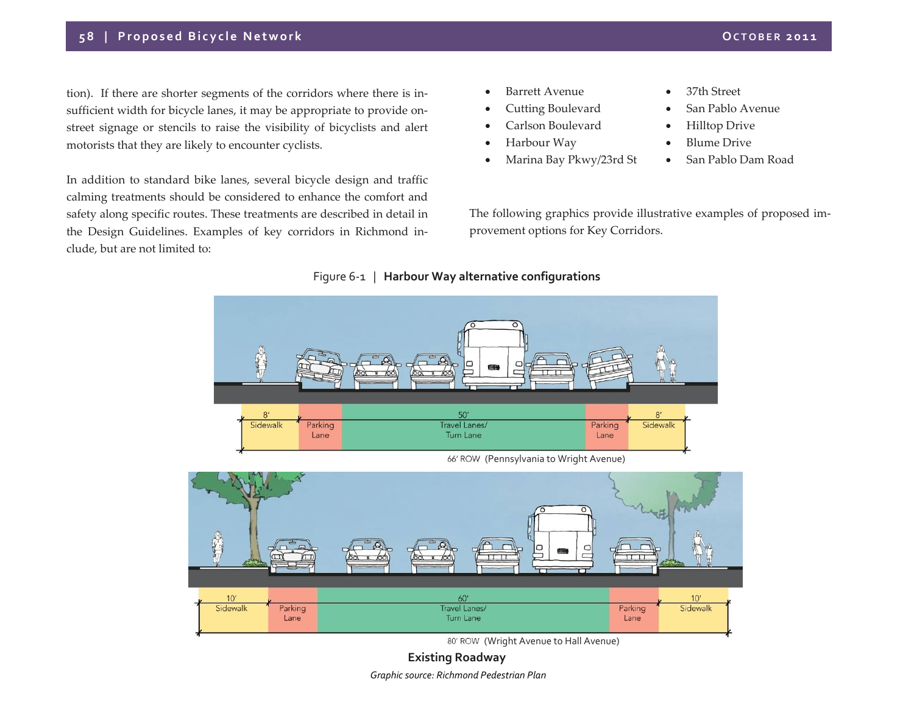tion). If there are shorter segments of the corridors where there is insufficient width for bicycle lanes, it may be appropriate to provide on-street signage or stencils to raise the visibility of bicyclists and alert motorists that they are likely to encounter cyclists.

In addition to standard bike lanes, several bicycle design and traffic calming treatments should be considered to enhance the comfort and safety along specific routes. These treatments are described in detail in the Design Guidelines. Examples of key corridors in Richmond include, but are not limited to:

- Barrett Avenue
- Cutting Boulevard
- Carlson Boulevard
- Harbour Way
- Marina Bay Pkwy/23rd St
- 37th Street
- San Pablo Avenue
- Hilltop Drive
- Blume Drive
- San Pablo Dam Road

The following graphics provide illustrative examples of proposed improvement options for Key Corridors.

Figure 6-1 | **Harbour Way alternative configurations**

| 8' Sidewalk | Parking Lane | 50' Travel Lanes/ Turn Lane | Parking Lane | 8' Sidewalk |
|---|---|---|---|---|

66' ROW (Pennsylvania to Wright Avenue)

| 10' Sidewalk | Parking Lane | 60' Travel Lanes/ Turn Lane | Parking Lane | 10' Sidewalk |
|---|---|---|---|---|

80' ROW (Wright Avenue to Hall Avenue)

**Existing Roadway**

*Graphic source: Richmond Pedestrian Plan*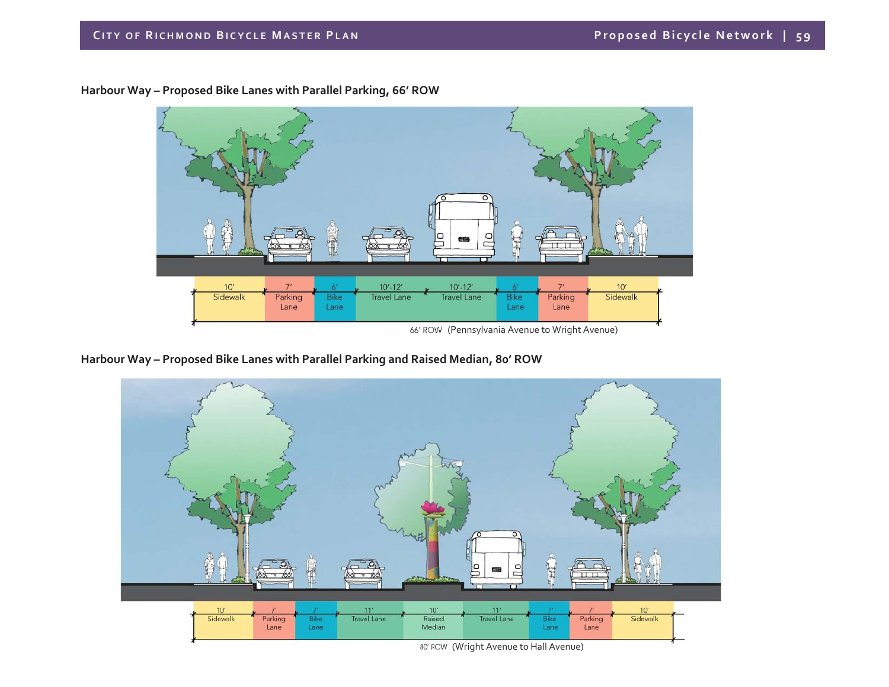**Harbour Way – Proposed Bike Lanes with Parallel Parking, 66' ROW**

| 10' Sidewalk | 7' Parking Lane | 6' Bike Lane | 10'-12' Travel Lane | 10'-12' Travel Lane | 6' Bike Lane | 7' Parking Lane | 10' Sidewalk |
|---|---|---|---|---|---|---|---|

66' ROW (Pennsylvania Avenue to Wright Avenue)

**Harbour Way – Proposed Bike Lanes with Parallel Parking and Raised Median, 80' ROW**

| 10' Sidewalk | 7' Parking Lane | 7' Bike Lane | 11' Travel Lane | 10' Raised Median | 11' Travel Lane | 7' Bike Lane | 7' Parking Lane | 10' Sidewalk |
|---|---|---|---|---|---|---|---|---|

80' ROW (Wright Avenue to Hall Avenue)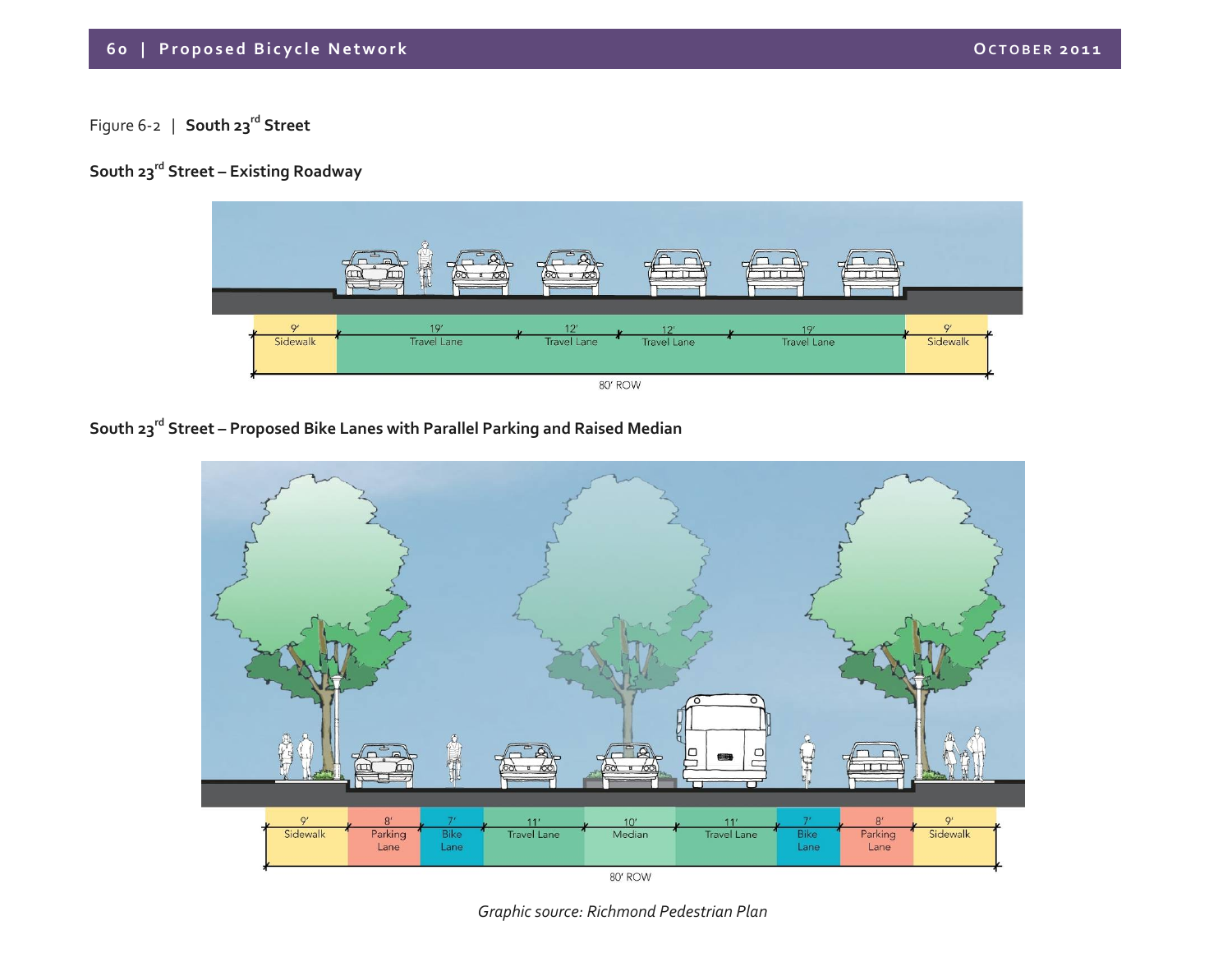Figure 6-2 | **South 23rd Street**

**South 23rd Street – Existing Roadway**

| 9' Sidewalk | 19' Travel Lane | 12' Travel Lane | 12' Travel Lane | 19' Travel Lane | 9' Sidewalk |
|---|---|---|---|---|---|

80' ROW

**South 23rd Street – Proposed Bike Lanes with Parallel Parking and Raised Median**

| 9' Sidewalk | 8' Parking Lane | 7' Bike Lane | 11' Travel Lane | 10' Median | 11' Travel Lane | 7' Bike Lane | 8' Parking Lane | 9' Sidewalk |
|---|---|---|---|---|---|---|---|---|

80' ROW

*Graphic source: Richmond Pedestrian Plan*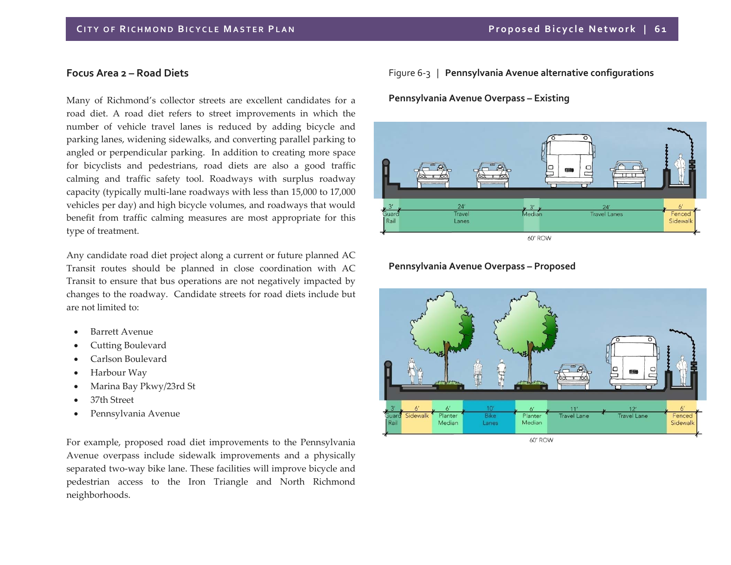## Focus Area 2 – Road Diets

Many of Richmond's collector streets are excellent candidates for a road diet. A road diet refers to street improvements in which the number of vehicle travel lanes is reduced by adding bicycle and parking lanes, widening sidewalks, and converting parallel parking to angled or perpendicular parking. In addition to creating more space for bicyclists and pedestrians, road diets are also a good traffic calming and traffic safety tool. Roadways with surplus roadway capacity (typically multi-lane roadways with less than 15,000 to 17,000 vehicles per day) and high bicycle volumes, and roadways that would benefit from traffic calming measures are most appropriate for this type of treatment.

Any candidate road diet project along a current or future planned AC Transit routes should be planned in close coordination with AC Transit to ensure that bus operations are not negatively impacted by changes to the roadway. Candidate streets for road diets include but are not limited to:

- Barrett Avenue
- Cutting Boulevard
- Carlson Boulevard
- Harbour Way
- Marina Bay Pkwy/23rd St
- 37th Street
- Pennsylvania Avenue

For example, proposed road diet improvements to the Pennsylvania Avenue overpass include sidewalk improvements and a physically separated two-way bike lane. These facilities will improve bicycle and pedestrian access to the Iron Triangle and North Richmond neighborhoods.

Figure 6-3 | **Pennsylvania Avenue alternative configurations**

**Pennsylvania Avenue Overpass – Existing**

3' Guard Rail | 24' Travel Lanes | 3' Median | 24' Travel Lanes | 6' Fenced Sidewalk

60' ROW

**Pennsylvania Avenue Overpass – Proposed**

3' Guard Rail | 6' Sidewalk | 6' Planter Median | 10' Bike Lanes | 6' Planter Median | 11' Travel Lane | 12' Travel Lane | 6' Fenced Sidewalk

60' ROW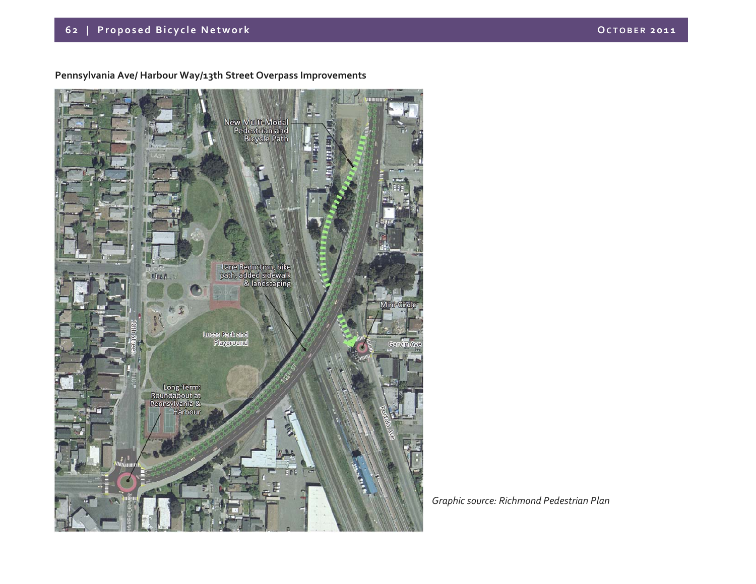**Pennsylvania Ave/ Harbour Way/13th Street Overpass Improvements**

New Multi-Modal Pedestrian and Bicycle Path

Lane Reduction, bike path, added sidewalk & landscaping

Mini-Circle

Garvin Ave

Lucas Park and Playground

10th Street

Long-Term: Roundabout at Pennsylvania & Harbour

Portola Ave

*Graphic source: Richmond Pedestrian Plan*